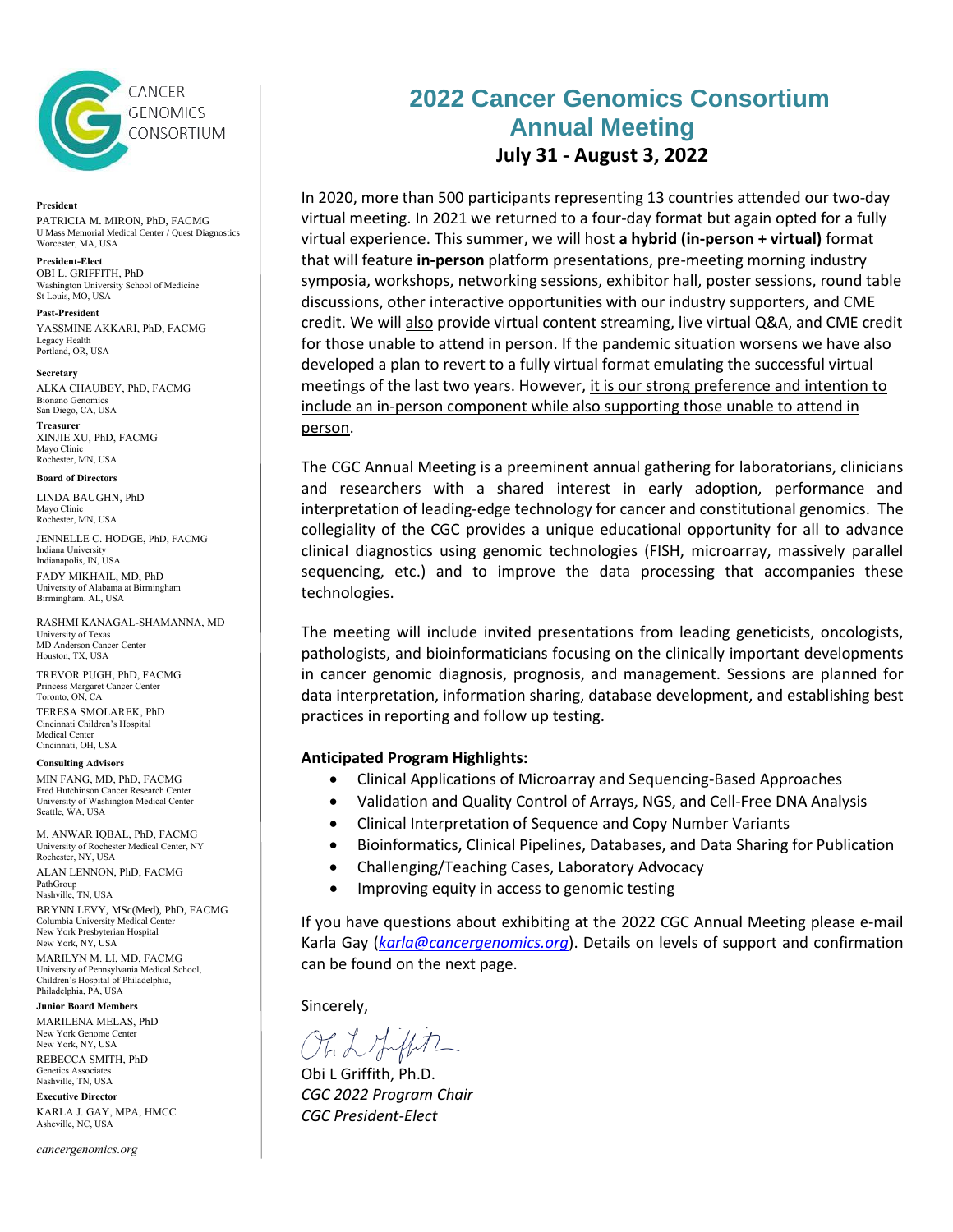CANCER GENOMICS CONSORTIUM

**President**
PATRICIA M. MIRON, PhD, FACMG
U Mass Memorial Medical Center / Quest Diagnostics
Worcester, MA, USA

**President-Elect**
OBI L. GRIFFITH, PhD
Washington University School of Medicine
St Louis, MO, USA

**Past-President**
YASSMINE AKKARI, PhD, FACMG
Legacy Health
Portland, OR, USA

**Secretary**
ALKA CHAUBEY, PhD, FACMG
Bionano Genomics
San Diego, CA, USA

**Treasurer**
XINJIE XU, PhD, FACMG
Mayo Clinic
Rochester, MN, USA

**Board of Directors**

LINDA BAUGHN, PhD
Mayo Clinic
Rochester, MN, USA

JENNELLE C. HODGE, PhD, FACMG
Indiana University
Indianapolis, IN, USA

FADY MIKHAIL, MD, PhD
University of Alabama at Birmingham
Birmingham. AL, USA

RASHMI KANAGAL-SHAMANNA, MD
University of Texas
MD Anderson Cancer Center
Houston, TX, USA

TREVOR PUGH, PhD, FACMG
Princess Margaret Cancer Center
Toronto, ON, CA

TERESA SMOLAREK, PhD
Cincinnati Children's Hospital
Medical Center
Cincinnati, OH, USA

**Consulting Advisors**

MIN FANG, MD, PhD, FACMG
Fred Hutchinson Cancer Research Center
University of Washington Medical Center
Seattle, WA, USA

M. ANWAR IQBAL, PhD, FACMG
University of Rochester Medical Center, NY
Rochester, NY, USA

ALAN LENNON, PhD, FACMG
PathGroup
Nashville, TN, USA

BRYNN LEVY, MSc(Med), PhD, FACMG
Columbia University Medical Center
New York Presbyterian Hospital
New York, NY, USA

MARILYN M. LI, MD, FACMG
University of Pennsylvania Medical School,
Children's Hospital of Philadelphia,
Philadelphia, PA, USA

**Junior Board Members**

MARILENA MELAS, PhD
New York Genome Center
New York, NY, USA

REBECCA SMITH, PhD
Genetics Associates
Nashville, TN, USA

**Executive Director**
KARLA J. GAY, MPA, HMCC
Asheville, NC, USA

*cancergenomics.org*

# 2022 Cancer Genomics Consortium Annual Meeting

## July 31 - August 3, 2022

In 2020, more than 500 participants representing 13 countries attended our two-day virtual meeting. In 2021 we returned to a four-day format but again opted for a fully virtual experience. This summer, we will host **a hybrid (in-person + virtual)** format that will feature **in-person** platform presentations, pre-meeting morning industry symposia, workshops, networking sessions, exhibitor hall, poster sessions, round table discussions, other interactive opportunities with our industry supporters, and CME credit. We will <u>also</u> provide virtual content streaming, live virtual Q&A, and CME credit for those unable to attend in person. If the pandemic situation worsens we have also developed a plan to revert to a fully virtual format emulating the successful virtual meetings of the last two years. However, <u>it is our strong preference and intention to include an in-person component while also supporting those unable to attend in person</u>.

The CGC Annual Meeting is a preeminent annual gathering for laboratorians, clinicians and researchers with a shared interest in early adoption, performance and interpretation of leading-edge technology for cancer and constitutional genomics. The collegiality of the CGC provides a unique educational opportunity for all to advance clinical diagnostics using genomic technologies (FISH, microarray, massively parallel sequencing, etc.) and to improve the data processing that accompanies these technologies.

The meeting will include invited presentations from leading geneticists, oncologists, pathologists, and bioinformaticians focusing on the clinically important developments in cancer genomic diagnosis, prognosis, and management. Sessions are planned for data interpretation, information sharing, database development, and establishing best practices in reporting and follow up testing.

**Anticipated Program Highlights:**

- Clinical Applications of Microarray and Sequencing-Based Approaches
- Validation and Quality Control of Arrays, NGS, and Cell-Free DNA Analysis
- Clinical Interpretation of Sequence and Copy Number Variants
- Bioinformatics, Clinical Pipelines, Databases, and Data Sharing for Publication
- Challenging/Teaching Cases, Laboratory Advocacy
- Improving equity in access to genomic testing

If you have questions about exhibiting at the 2022 CGC Annual Meeting please e-mail Karla Gay (*karla@cancergenomics.org*). Details on levels of support and confirmation can be found on the next page.

Sincerely,

Obi L Griffith, Ph.D.
*CGC 2022 Program Chair*
*CGC President-Elect*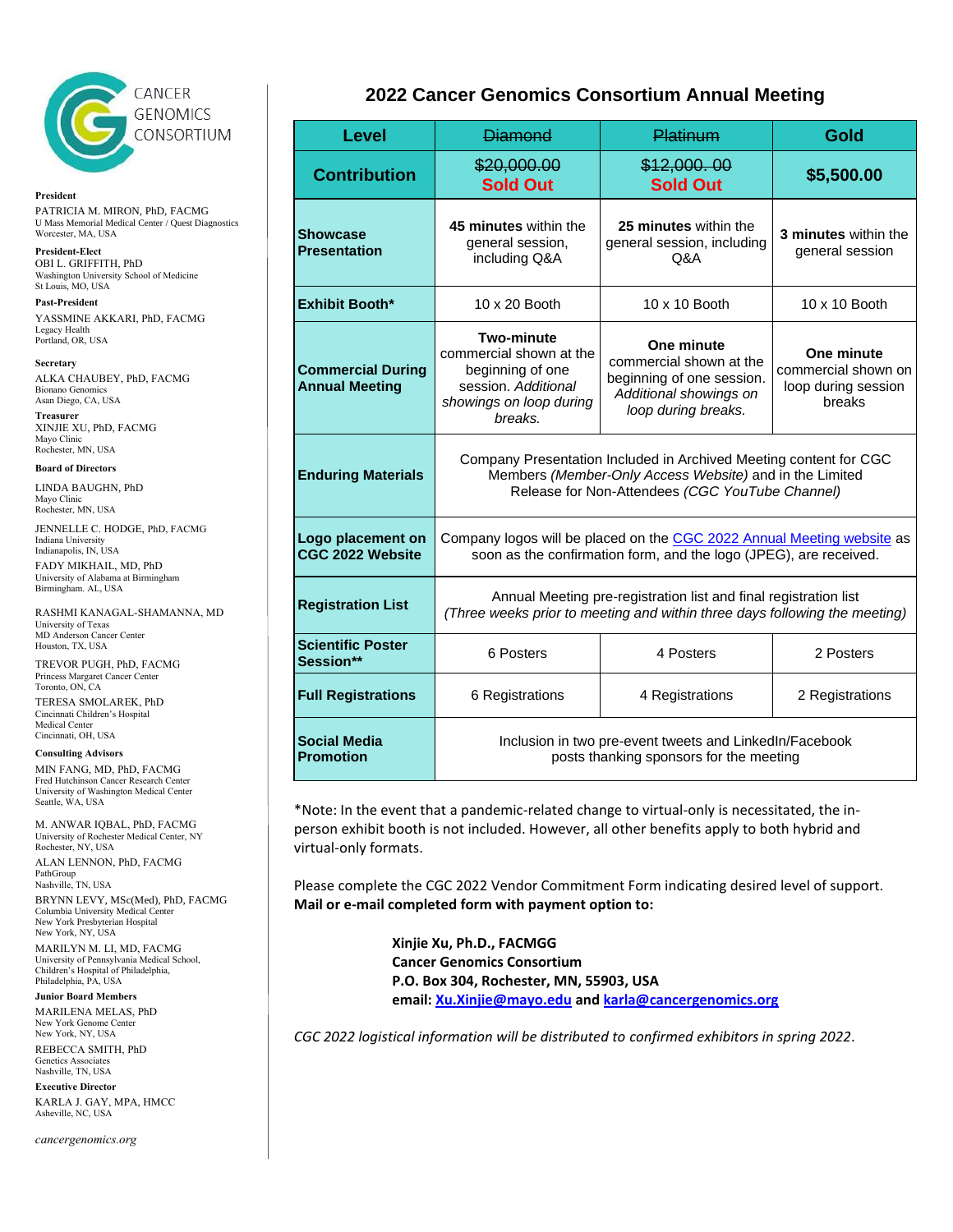CANCER GENOMICS CONSORTIUM

**President**
PATRICIA M. MIRON, PhD, FACMG
U Mass Memorial Medical Center / Quest Diagnostics
Worcester, MA, USA

**President-Elect**
OBI L. GRIFFITH, PhD
Washington University School of Medicine
St Louis, MO, USA

**Past-President**
YASSMINE AKKARI, PhD, FACMG
Legacy Health
Portland, OR, USA

**Secretary**
ALKA CHAUBEY, PhD, FACMG
Bionano Genomics
Asan Diego, CA, USA

**Treasurer**
XINJIE XU, PhD, FACMG
Mayo Clinic
Rochester, MN, USA

**Board of Directors**

LINDA BAUGHN, PhD
Mayo Clinic
Rochester, MN, USA

JENNELLE C. HODGE, PhD, FACMG
Indiana University
Indianapolis, IN, USA

FADY MIKHAIL, MD, PhD
University of Alabama at Birmingham
Birmingham. AL, USA

RASHMI KANAGAL-SHAMANNA, MD
University of Texas
MD Anderson Cancer Center
Houston, TX, USA

TREVOR PUGH, PhD, FACMG
Princess Margaret Cancer Center
Toronto, ON, CA

TERESA SMOLAREK, PhD
Cincinnati Children's Hospital
Medical Center
Cincinnati, OH, USA

**Consulting Advisors**

MIN FANG, MD, PhD, FACMG
Fred Hutchinson Cancer Research Center
University of Washington Medical Center
Seattle, WA, USA

M. ANWAR IQBAL, PhD, FACMG
University of Rochester Medical Center, NY
Rochester, NY, USA

ALAN LENNON, PhD, FACMG
PathGroup
Nashville, TN, USA

BRYNN LEVY, MSc(Med), PhD, FACMG
Columbia University Medical Center
New York Presbyterian Hospital
New York, NY, USA

MARILYN M. LI, MD, FACMG
University of Pennsylvania Medical School,
Children's Hospital of Philadelphia,
Philadelphia, PA, USA

**Junior Board Members**

MARILENA MELAS, PhD
New York Genome Center
New York, NY, USA

REBECCA SMITH, PhD
Genetics Associates
Nashville, TN, USA

**Executive Director**
KARLA J. GAY, MPA, HMCC
Asheville, NC, USA

*cancergenomics.org*

# 2022 Cancer Genomics Consortium Annual Meeting

| Level | ~~Diamond~~ | ~~Platinum~~ | Gold |
|---|---|---|---|
| **Contribution** | ~~$20,000.00~~ **Sold Out** | ~~$12,000. 00~~ **Sold Out** | **$5,500.00** |
| **Showcase Presentation** | **45 minutes** within the general session, including Q&A | **25 minutes** within the general session, including Q&A | **3 minutes** within the general session |
| **Exhibit Booth*** | 10 x 20 Booth | 10 x 10 Booth | 10 x 10 Booth |
| **Commercial During Annual Meeting** | **Two-minute** commercial shown at the beginning of one session. *Additional showings on loop during breaks.* | **One minute** commercial shown at the beginning of one session. *Additional showings on loop during breaks.* | **One minute** commercial shown on loop during session breaks |
| **Enduring Materials** | Company Presentation Included in Archived Meeting content for CGC Members *(Member-Only Access Website)* and in the Limited Release for Non-Attendees *(CGC YouTube Channel)* | | |
| **Logo placement on CGC 2022 Website** | Company logos will be placed on the CGC 2022 Annual Meeting website as soon as the confirmation form, and the logo (JPEG), are received. | | |
| **Registration List** | Annual Meeting pre-registration list and final registration list *(Three weeks prior to meeting and within three days following the meeting)* | | |
| **Scientific Poster Session**** | 6 Posters | 4 Posters | 2 Posters |
| **Full Registrations** | 6 Registrations | 4 Registrations | 2 Registrations |
| **Social Media Promotion** | Inclusion in two pre-event tweets and LinkedIn/Facebook posts thanking sponsors for the meeting | | |

*Note: In the event that a pandemic-related change to virtual-only is necessitated, the in-person exhibit booth is not included. However, all other benefits apply to both hybrid and virtual-only formats.

Please complete the CGC 2022 Vendor Commitment Form indicating desired level of support.
**Mail or e-mail completed form with payment option to:**

**Xinjie Xu, Ph.D., FACMGG**
**Cancer Genomics Consortium**
**P.O. Box 304, Rochester, MN, 55903, USA**
**email: Xu.Xinjie@mayo.edu and karla@cancergenomics.org**

*CGC 2022 logistical information will be distributed to confirmed exhibitors in spring 2022.*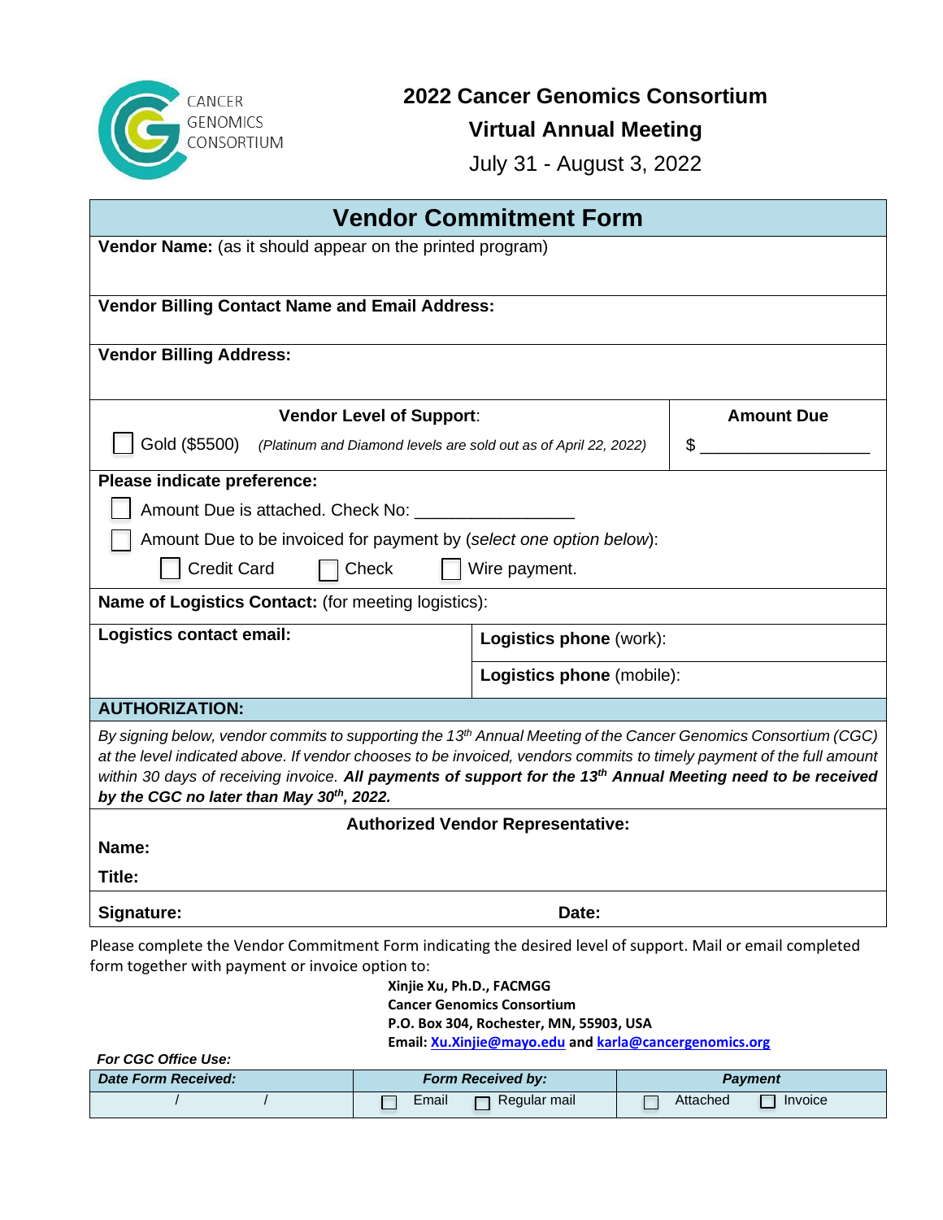CANCER GENOMICS CONSORTIUM

# 2022 Cancer Genomics Consortium
## Virtual Annual Meeting
July 31 - August 3, 2022

## Vendor Commitment Form

**Vendor Name:** (as it should appear on the printed program)

**Vendor Billing Contact Name and Email Address:**

**Vendor Billing Address:**

| **Vendor Level of Support**: | **Amount Due** |
|---|---|
| ☐ Gold ($5500) *(Platinum and Diamond levels are sold out as of April 22, 2022)* | $ _________________ |

**Please indicate preference:**

☐ Amount Due is attached. Check No: ________________

☐ Amount Due to be invoiced for payment by (*select one option below*):

☐ Credit Card ☐ Check ☐ Wire payment.

**Name of Logistics Contact:** (for meeting logistics):

| | |
|---|---|
| **Logistics contact email:** | **Logistics phone** (work): |
| | **Logistics phone** (mobile): |

**AUTHORIZATION:**

*By signing below, vendor commits to supporting the 13th Annual Meeting of the Cancer Genomics Consortium (CGC) at the level indicated above. If vendor chooses to be invoiced, vendors commits to timely payment of the full amount within 30 days of receiving invoice.* ***All payments of support for the 13th Annual Meeting need to be received by the CGC no later than May 30th, 2022.***

**Authorized Vendor Representative:**

**Name:**

**Title:**

**Signature:** **Date:**

Please complete the Vendor Commitment Form indicating the desired level of support. Mail or email completed form together with payment or invoice option to:

**Xinjie Xu, Ph.D., FACMGG**
**Cancer Genomics Consortium**
**P.O. Box 304, Rochester, MN, 55903, USA**
**Email: Xu.Xinjie@mayo.edu and karla@cancergenomics.org**

***For CGC Office Use:***

| *Date Form Received:* | *Form Received by:* | *Payment* |
|---|---|---|
| / / | ☐ Email ☐ Regular mail | ☐ Attached ☐ Invoice |